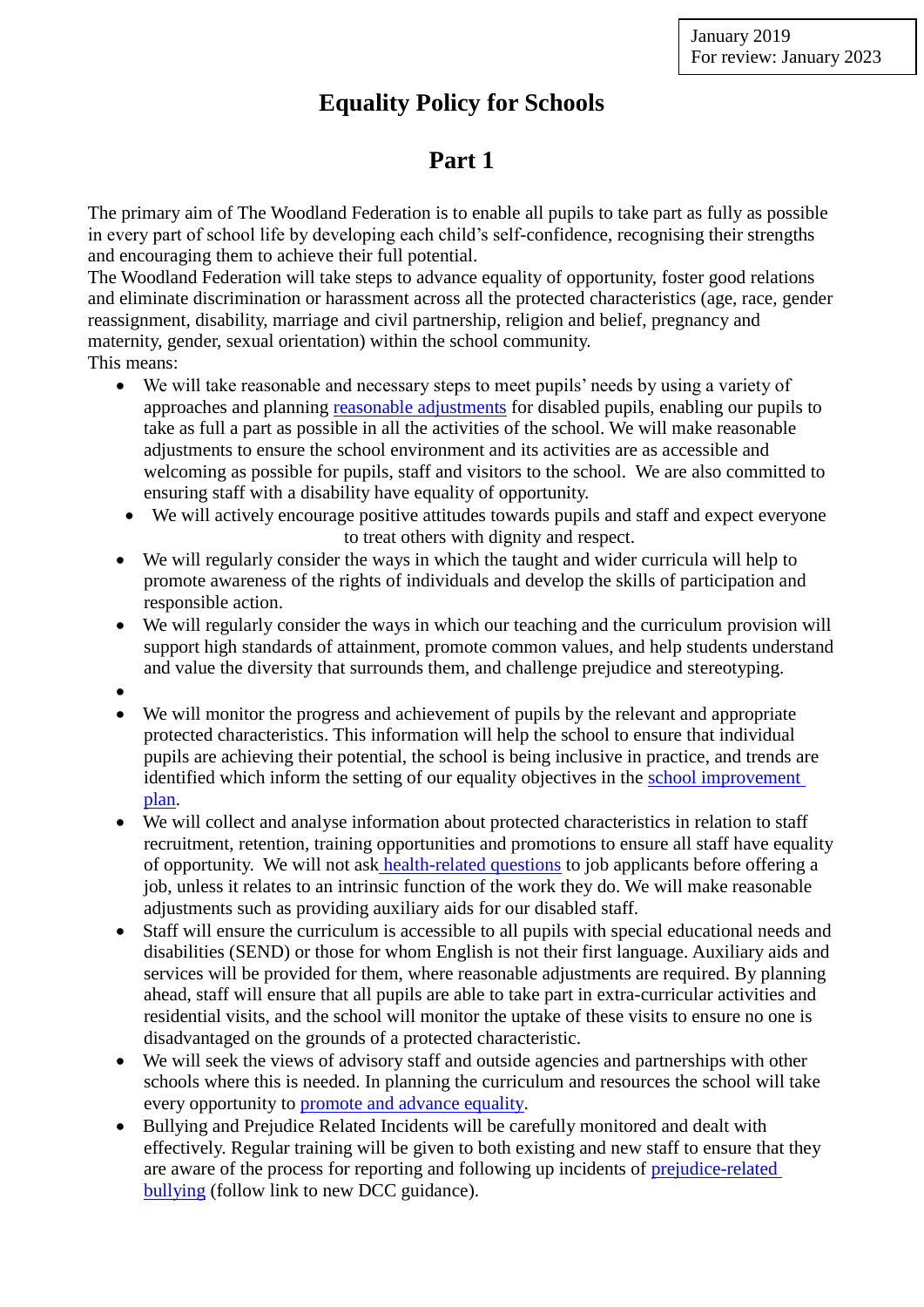January 2019
For review: January 2023

# Equality Policy for Schools

## Part 1

The primary aim of The Woodland Federation is to enable all pupils to take part as fully as possible in every part of school life by developing each child's self-confidence, recognising their strengths and encouraging them to achieve their full potential.

The Woodland Federation will take steps to advance equality of opportunity, foster good relations and eliminate discrimination or harassment across all the protected characteristics (age, race, gender reassignment, disability, marriage and civil partnership, religion and belief, pregnancy and maternity, gender, sexual orientation) within the school community.

This means:

- We will take reasonable and necessary steps to meet pupils' needs by using a variety of approaches and planning reasonable adjustments for disabled pupils, enabling our pupils to take as full a part as possible in all the activities of the school. We will make reasonable adjustments to ensure the school environment and its activities are as accessible and welcoming as possible for pupils, staff and visitors to the school. We are also committed to ensuring staff with a disability have equality of opportunity.
- We will actively encourage positive attitudes towards pupils and staff and expect everyone to treat others with dignity and respect.
- We will regularly consider the ways in which the taught and wider curricula will help to promote awareness of the rights of individuals and develop the skills of participation and responsible action.
- We will regularly consider the ways in which our teaching and the curriculum provision will support high standards of attainment, promote common values, and help students understand and value the diversity that surrounds them, and challenge prejudice and stereotyping.
- We will monitor the progress and achievement of pupils by the relevant and appropriate protected characteristics. This information will help the school to ensure that individual pupils are achieving their potential, the school is being inclusive in practice, and trends are identified which inform the setting of our equality objectives in the school improvement plan.
- We will collect and analyse information about protected characteristics in relation to staff recruitment, retention, training opportunities and promotions to ensure all staff have equality of opportunity. We will not ask health-related questions to job applicants before offering a job, unless it relates to an intrinsic function of the work they do. We will make reasonable adjustments such as providing auxiliary aids for our disabled staff.
- Staff will ensure the curriculum is accessible to all pupils with special educational needs and disabilities (SEND) or those for whom English is not their first language. Auxiliary aids and services will be provided for them, where reasonable adjustments are required. By planning ahead, staff will ensure that all pupils are able to take part in extra-curricular activities and residential visits, and the school will monitor the uptake of these visits to ensure no one is disadvantaged on the grounds of a protected characteristic.
- We will seek the views of advisory staff and outside agencies and partnerships with other schools where this is needed. In planning the curriculum and resources the school will take every opportunity to promote and advance equality.
- Bullying and Prejudice Related Incidents will be carefully monitored and dealt with effectively. Regular training will be given to both existing and new staff to ensure that they are aware of the process for reporting and following up incidents of prejudice-related bullying (follow link to new DCC guidance).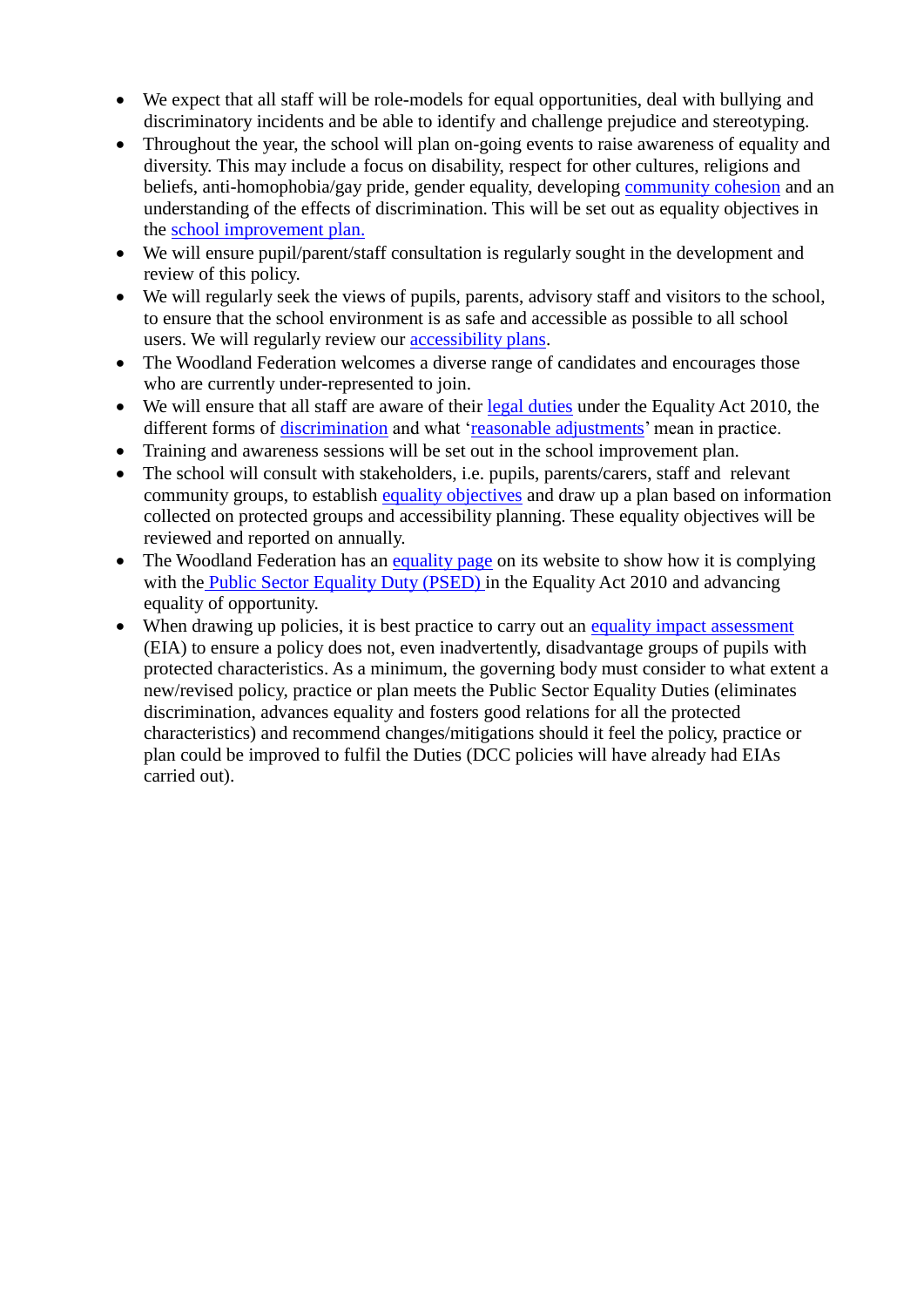- We expect that all staff will be role-models for equal opportunities, deal with bullying and discriminatory incidents and be able to identify and challenge prejudice and stereotyping.
- Throughout the year, the school will plan on-going events to raise awareness of equality and diversity. This may include a focus on disability, respect for other cultures, religions and beliefs, anti-homophobia/gay pride, gender equality, developing community cohesion and an understanding of the effects of discrimination. This will be set out as equality objectives in the school improvement plan.
- We will ensure pupil/parent/staff consultation is regularly sought in the development and review of this policy.
- We will regularly seek the views of pupils, parents, advisory staff and visitors to the school, to ensure that the school environment is as safe and accessible as possible to all school users. We will regularly review our accessibility plans.
- The Woodland Federation welcomes a diverse range of candidates and encourages those who are currently under-represented to join.
- We will ensure that all staff are aware of their legal duties under the Equality Act 2010, the different forms of discrimination and what 'reasonable adjustments' mean in practice.
- Training and awareness sessions will be set out in the school improvement plan.
- The school will consult with stakeholders, i.e. pupils, parents/carers, staff and relevant community groups, to establish equality objectives and draw up a plan based on information collected on protected groups and accessibility planning. These equality objectives will be reviewed and reported on annually.
- The Woodland Federation has an equality page on its website to show how it is complying with the Public Sector Equality Duty (PSED) in the Equality Act 2010 and advancing equality of opportunity.
- When drawing up policies, it is best practice to carry out an equality impact assessment (EIA) to ensure a policy does not, even inadvertently, disadvantage groups of pupils with protected characteristics. As a minimum, the governing body must consider to what extent a new/revised policy, practice or plan meets the Public Sector Equality Duties (eliminates discrimination, advances equality and fosters good relations for all the protected characteristics) and recommend changes/mitigations should it feel the policy, practice or plan could be improved to fulfil the Duties (DCC policies will have already had EIAs carried out).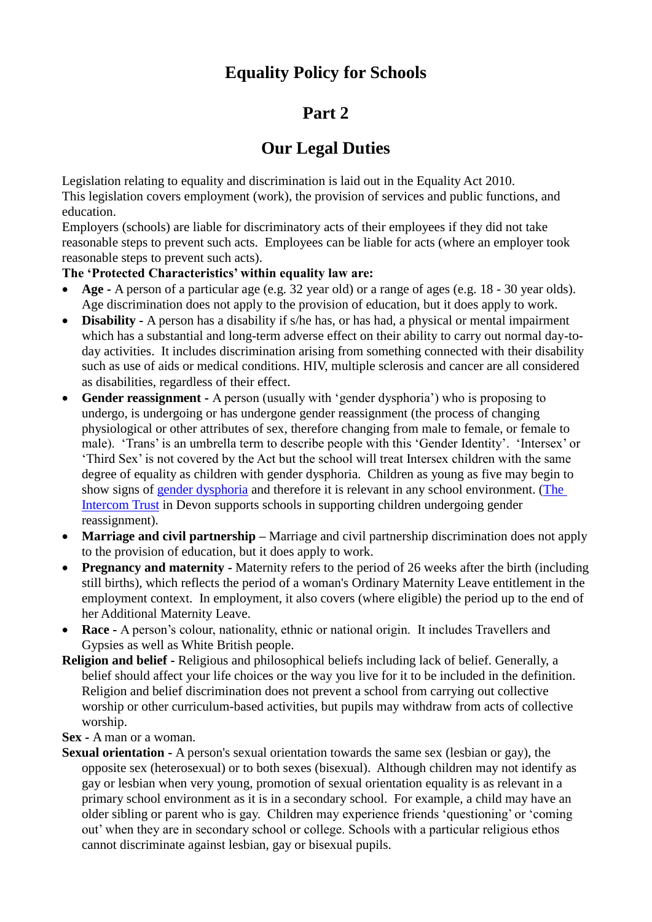# Equality Policy for Schools

## Part 2

## Our Legal Duties

Legislation relating to equality and discrimination is laid out in the Equality Act 2010. This legislation covers employment (work), the provision of services and public functions, and education.

Employers (schools) are liable for discriminatory acts of their employees if they did not take reasonable steps to prevent such acts. Employees can be liable for acts (where an employer took reasonable steps to prevent such acts).

**The 'Protected Characteristics' within equality law are:**

- **Age -** A person of a particular age (e.g. 32 year old) or a range of ages (e.g. 18 - 30 year olds). Age discrimination does not apply to the provision of education, but it does apply to work.
- **Disability -** A person has a disability if s/he has, or has had, a physical or mental impairment which has a substantial and long-term adverse effect on their ability to carry out normal day-to-day activities. It includes discrimination arising from something connected with their disability such as use of aids or medical conditions. HIV, multiple sclerosis and cancer are all considered as disabilities, regardless of their effect.
- **Gender reassignment -** A person (usually with 'gender dysphoria') who is proposing to undergo, is undergoing or has undergone gender reassignment (the process of changing physiological or other attributes of sex, therefore changing from male to female, or female to male). 'Trans' is an umbrella term to describe people with this 'Gender Identity'. 'Intersex' or 'Third Sex' is not covered by the Act but the school will treat Intersex children with the same degree of equality as children with gender dysphoria. Children as young as five may begin to show signs of gender dysphoria and therefore it is relevant in any school environment. (The Intercom Trust in Devon supports schools in supporting children undergoing gender reassignment).
- **Marriage and civil partnership –** Marriage and civil partnership discrimination does not apply to the provision of education, but it does apply to work.
- **Pregnancy and maternity** - Maternity refers to the period of 26 weeks after the birth (including still births), which reflects the period of a woman's Ordinary Maternity Leave entitlement in the employment context. In employment, it also covers (where eligible) the period up to the end of her Additional Maternity Leave.
- **Race -** A person's colour, nationality, ethnic or national origin. It includes Travellers and Gypsies as well as White British people.

**Religion and belief -** Religious and philosophical beliefs including lack of belief. Generally, a belief should affect your life choices or the way you live for it to be included in the definition. Religion and belief discrimination does not prevent a school from carrying out collective worship or other curriculum-based activities, but pupils may withdraw from acts of collective worship.

**Sex -** A man or a woman.

**Sexual orientation -** A person's sexual orientation towards the same sex (lesbian or gay), the opposite sex (heterosexual) or to both sexes (bisexual). Although children may not identify as gay or lesbian when very young, promotion of sexual orientation equality is as relevant in a primary school environment as it is in a secondary school. For example, a child may have an older sibling or parent who is gay. Children may experience friends 'questioning' or 'coming out' when they are in secondary school or college. Schools with a particular religious ethos cannot discriminate against lesbian, gay or bisexual pupils.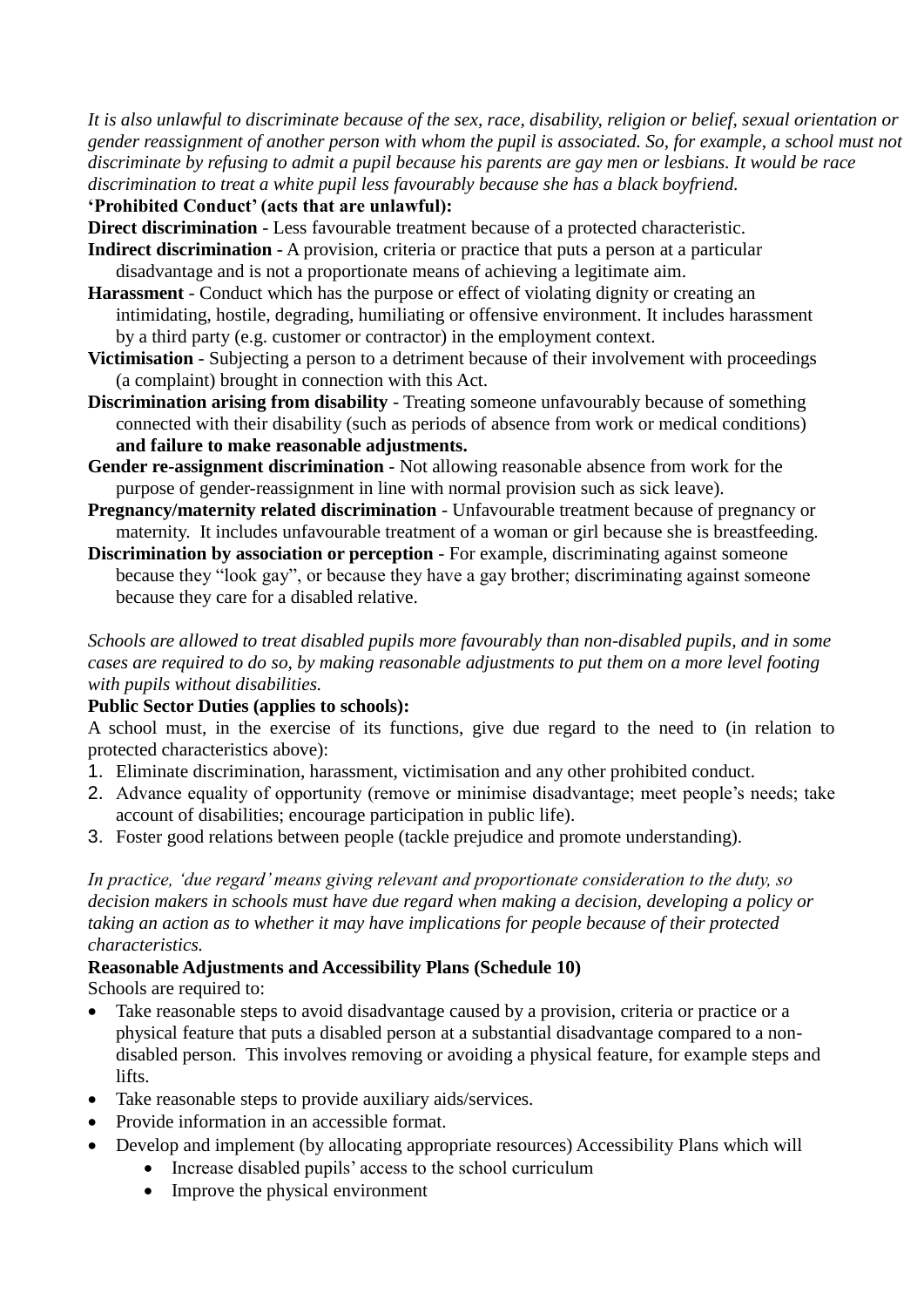*It is also unlawful to discriminate because of the sex, race, disability, religion or belief, sexual orientation or gender reassignment of another person with whom the pupil is associated. So, for example, a school must not discriminate by refusing to admit a pupil because his parents are gay men or lesbians. It would be race discrimination to treat a white pupil less favourably because she has a black boyfriend.*

**'Prohibited Conduct' (acts that are unlawful):**

**Direct discrimination** - Less favourable treatment because of a protected characteristic.

**Indirect discrimination** - A provision, criteria or practice that puts a person at a particular disadvantage and is not a proportionate means of achieving a legitimate aim.

**Harassment** - Conduct which has the purpose or effect of violating dignity or creating an intimidating, hostile, degrading, humiliating or offensive environment. It includes harassment by a third party (e.g. customer or contractor) in the employment context.

**Victimisation** - Subjecting a person to a detriment because of their involvement with proceedings (a complaint) brought in connection with this Act.

**Discrimination arising from disability** - Treating someone unfavourably because of something connected with their disability (such as periods of absence from work or medical conditions) **and failure to make reasonable adjustments.**

**Gender re-assignment discrimination** - Not allowing reasonable absence from work for the purpose of gender-reassignment in line with normal provision such as sick leave).

**Pregnancy/maternity related discrimination** - Unfavourable treatment because of pregnancy or maternity. It includes unfavourable treatment of a woman or girl because she is breastfeeding.

**Discrimination by association or perception** - For example, discriminating against someone because they "look gay", or because they have a gay brother; discriminating against someone because they care for a disabled relative.

*Schools are allowed to treat disabled pupils more favourably than non-disabled pupils, and in some cases are required to do so, by making reasonable adjustments to put them on a more level footing with pupils without disabilities.*

**Public Sector Duties (applies to schools):**

A school must, in the exercise of its functions, give due regard to the need to (in relation to protected characteristics above):

1. Eliminate discrimination, harassment, victimisation and any other prohibited conduct.
2. Advance equality of opportunity (remove or minimise disadvantage; meet people's needs; take account of disabilities; encourage participation in public life).
3. Foster good relations between people (tackle prejudice and promote understanding).

*In practice, 'due regard' means giving relevant and proportionate consideration to the duty, so decision makers in schools must have due regard when making a decision, developing a policy or taking an action as to whether it may have implications for people because of their protected characteristics.*

**Reasonable Adjustments and Accessibility Plans (Schedule 10)**

Schools are required to:

- Take reasonable steps to avoid disadvantage caused by a provision, criteria or practice or a physical feature that puts a disabled person at a substantial disadvantage compared to a non-disabled person. This involves removing or avoiding a physical feature, for example steps and lifts.
- Take reasonable steps to provide auxiliary aids/services.
- Provide information in an accessible format.
- Develop and implement (by allocating appropriate resources) Accessibility Plans which will
    - Increase disabled pupils' access to the school curriculum
    - Improve the physical environment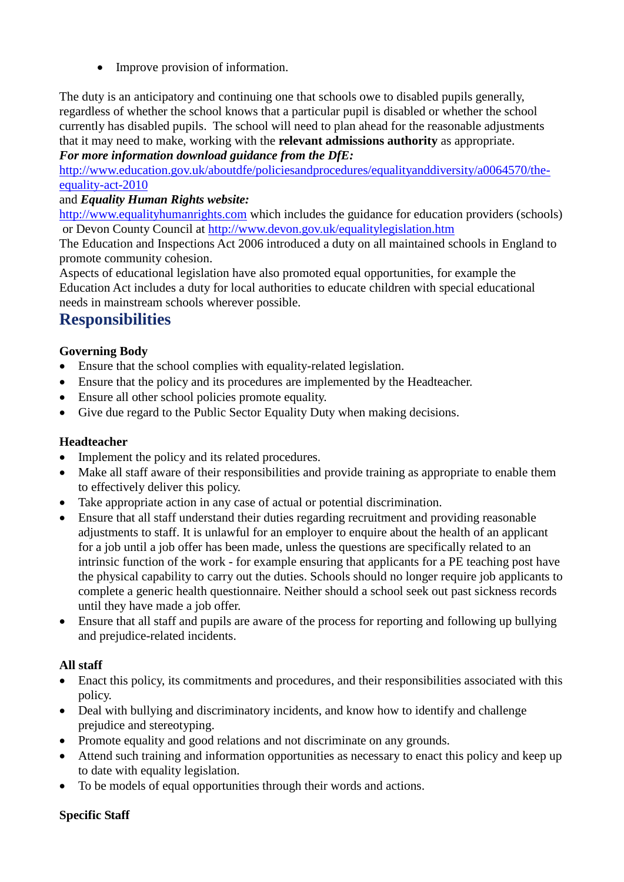- Improve provision of information.

The duty is an anticipatory and continuing one that schools owe to disabled pupils generally, regardless of whether the school knows that a particular pupil is disabled or whether the school currently has disabled pupils. The school will need to plan ahead for the reasonable adjustments that it may need to make, working with the **relevant admissions authority** as appropriate.

***For more information download guidance from the DfE:***
http://www.education.gov.uk/aboutdfe/policiesandprocedures/equalityanddiversity/a0064570/the-equality-act-2010
and ***Equality Human Rights website:***
http://www.equalityhumanrights.com which includes the guidance for education providers (schools) or Devon County Council at http://www.devon.gov.uk/equalitylegislation.htm

The Education and Inspections Act 2006 introduced a duty on all maintained schools in England to promote community cohesion.

Aspects of educational legislation have also promoted equal opportunities, for example the Education Act includes a duty for local authorities to educate children with special educational needs in mainstream schools wherever possible.

## Responsibilities

**Governing Body**

- Ensure that the school complies with equality-related legislation.
- Ensure that the policy and its procedures are implemented by the Headteacher.
- Ensure all other school policies promote equality.
- Give due regard to the Public Sector Equality Duty when making decisions.

**Headteacher**

- Implement the policy and its related procedures.
- Make all staff aware of their responsibilities and provide training as appropriate to enable them to effectively deliver this policy.
- Take appropriate action in any case of actual or potential discrimination.
- Ensure that all staff understand their duties regarding recruitment and providing reasonable adjustments to staff. It is unlawful for an employer to enquire about the health of an applicant for a job until a job offer has been made, unless the questions are specifically related to an intrinsic function of the work - for example ensuring that applicants for a PE teaching post have the physical capability to carry out the duties. Schools should no longer require job applicants to complete a generic health questionnaire. Neither should a school seek out past sickness records until they have made a job offer.
- Ensure that all staff and pupils are aware of the process for reporting and following up bullying and prejudice-related incidents.

**All staff**

- Enact this policy, its commitments and procedures, and their responsibilities associated with this policy.
- Deal with bullying and discriminatory incidents, and know how to identify and challenge prejudice and stereotyping.
- Promote equality and good relations and not discriminate on any grounds.
- Attend such training and information opportunities as necessary to enact this policy and keep up to date with equality legislation.
- To be models of equal opportunities through their words and actions.

**Specific Staff**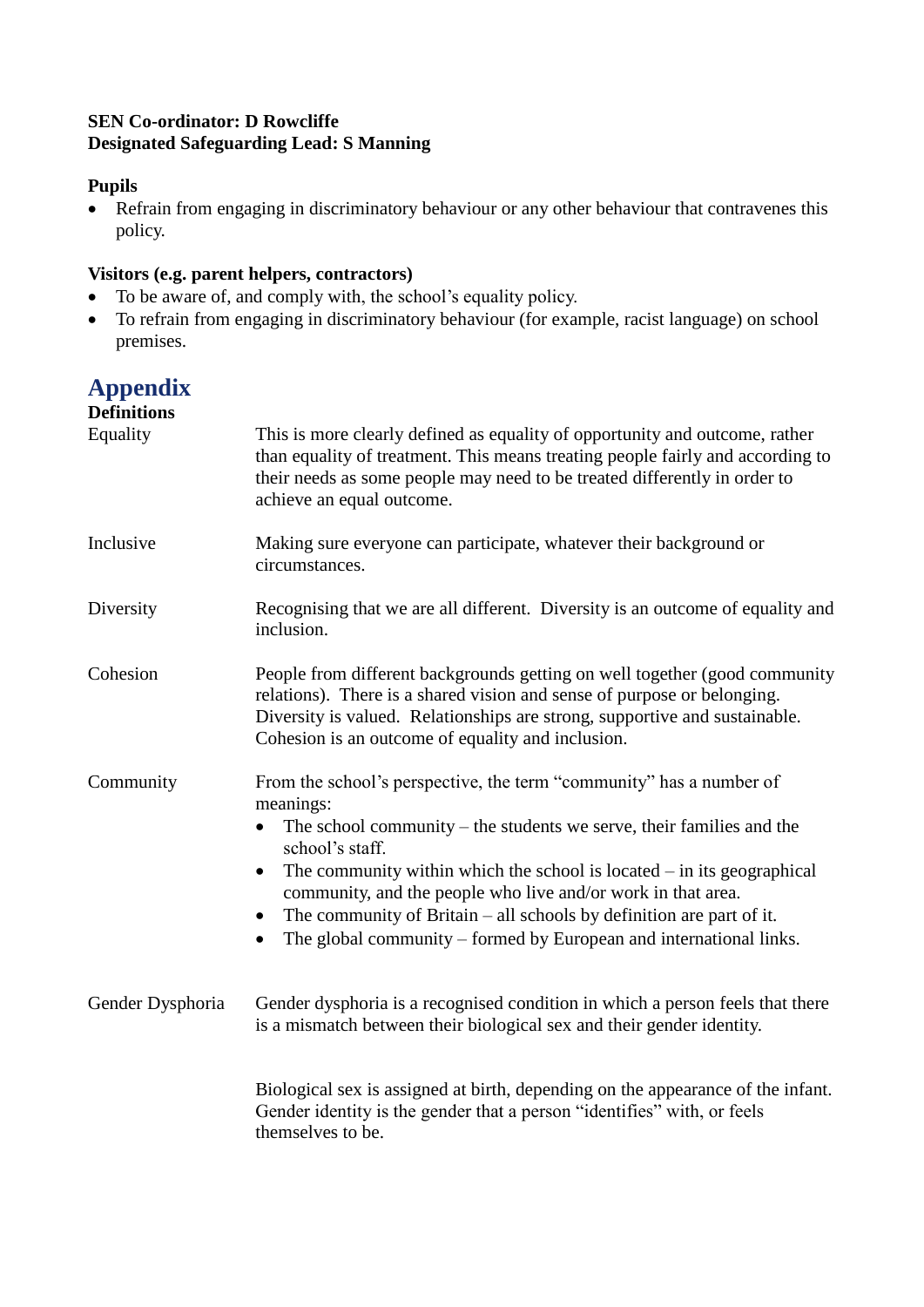**SEN Co-ordinator: D Rowcliffe**
**Designated Safeguarding Lead: S Manning**

**Pupils**

- Refrain from engaging in discriminatory behaviour or any other behaviour that contravenes this policy.

**Visitors (e.g. parent helpers, contractors)**

- To be aware of, and comply with, the school's equality policy.
- To refrain from engaging in discriminatory behaviour (for example, racist language) on school premises.

## Appendix

**Definitions**

| | |
|---|---|
| Equality | This is more clearly defined as equality of opportunity and outcome, rather than equality of treatment. This means treating people fairly and according to their needs as some people may need to be treated differently in order to achieve an equal outcome. |
| Inclusive | Making sure everyone can participate, whatever their background or circumstances. |
| Diversity | Recognising that we are all different. Diversity is an outcome of equality and inclusion. |
| Cohesion | People from different backgrounds getting on well together (good community relations). There is a shared vision and sense of purpose or belonging. Diversity is valued. Relationships are strong, supportive and sustainable. Cohesion is an outcome of equality and inclusion. |
| Community | From the school's perspective, the term "community" has a number of meanings:<br>• The school community – the students we serve, their families and the school's staff.<br>• The community within which the school is located – in its geographical community, and the people who live and/or work in that area.<br>• The community of Britain – all schools by definition are part of it.<br>• The global community – formed by European and international links. |
| Gender Dysphoria | Gender dysphoria is a recognised condition in which a person feels that there is a mismatch between their biological sex and their gender identity.<br><br>Biological sex is assigned at birth, depending on the appearance of the infant. Gender identity is the gender that a person "identifies" with, or feels themselves to be. |